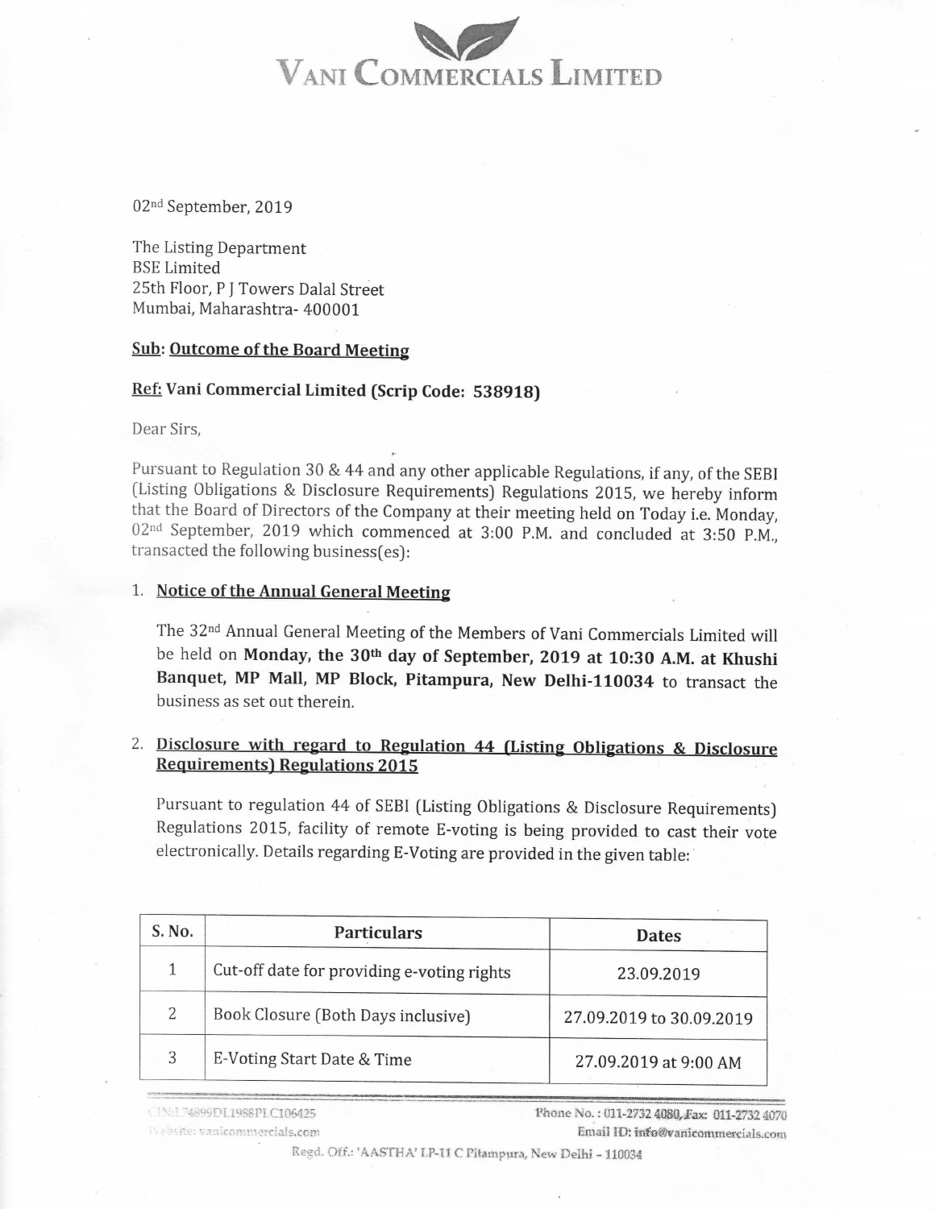# VANI COMMERCIALS LIMITED

02nd September, 2019

The Listing Department
BSE Limited
25th Floor, P J Towers Dalal Street
Mumbai, Maharashtra- 400001

**Sub: <u>Outcome of the Board Meeting</u>**

**<u>Ref:</u> Vani Commercial Limited (Scrip Code: 538918)**

Dear Sirs,

Pursuant to Regulation 30 & 44 and any other applicable Regulations, if any, of the SEBI (Listing Obligations & Disclosure Requirements) Regulations 2015, we hereby inform that the Board of Directors of the Company at their meeting held on Today i.e. Monday, 02nd September, 2019 which commenced at 3:00 P.M. and concluded at 3:50 P.M., transacted the following business(es):

1. **<u>Notice of the Annual General Meeting</u>**

   The 32nd Annual General Meeting of the Members of Vani Commercials Limited will be held on **Monday, the 30th day of September, 2019 at 10:30 A.M. at Khushi Banquet, MP Mall, MP Block, Pitampura, New Delhi-110034** to transact the business as set out therein.

2. **<u>Disclosure with regard to Regulation 44 (Listing Obligations & Disclosure Requirements) Regulations 2015</u>**

   Pursuant to regulation 44 of SEBI (Listing Obligations & Disclosure Requirements) Regulations 2015, facility of remote E-voting is being provided to cast their vote electronically. Details regarding E-Voting are provided in the given table:

| S. No. | Particulars | Dates |
|---|---|---|
| 1 | Cut-off date for providing e-voting rights | 23.09.2019 |
| 2 | Book Closure (Both Days inclusive) | 27.09.2019 to 30.09.2019 |
| 3 | E-Voting Start Date & Time | 27.09.2019 at 9:00 AM |

CIN: L74899DL1988PLC106425
Website: vanicommercials.com
Phone No.: 011-2732 4080, Fax: 011-2732 4070
Email ID: info@vanicommercials.com
Regd. Off.: 'AASTHA' LP-11 C Pitampura, New Delhi - 110034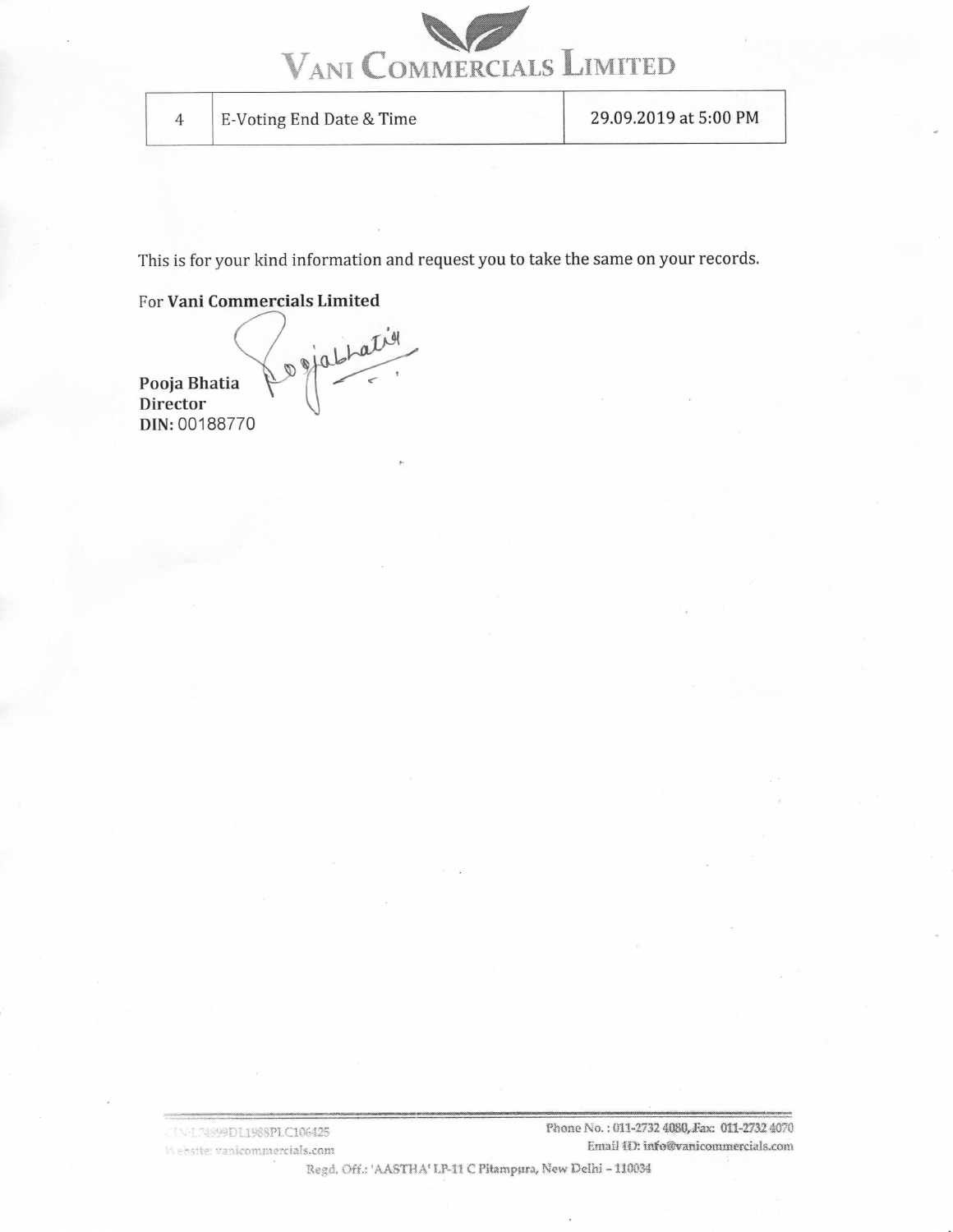| | | |
|---|---|---|
| 4 | E-Voting End Date & Time | 29.09.2019 at 5:00 PM |

This is for your kind information and request you to take the same on your records.

For **Vani Commercials Limited**

**Pooja Bhatia**
**Director**
**DIN:** 00188770